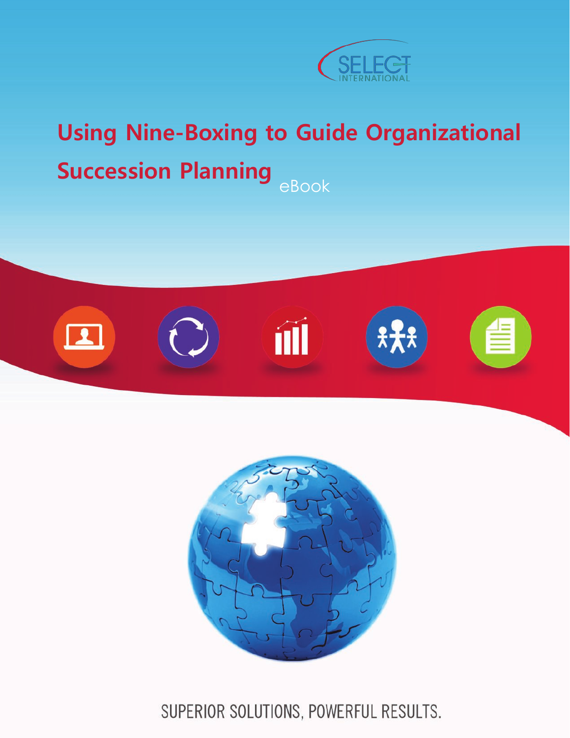SELECT INTERNATIONAL

# Using Nine-Boxing to Guide Organizational Succession Planning

eBook

SUPERIOR SOLUTIONS, POWERFUL RESULTS.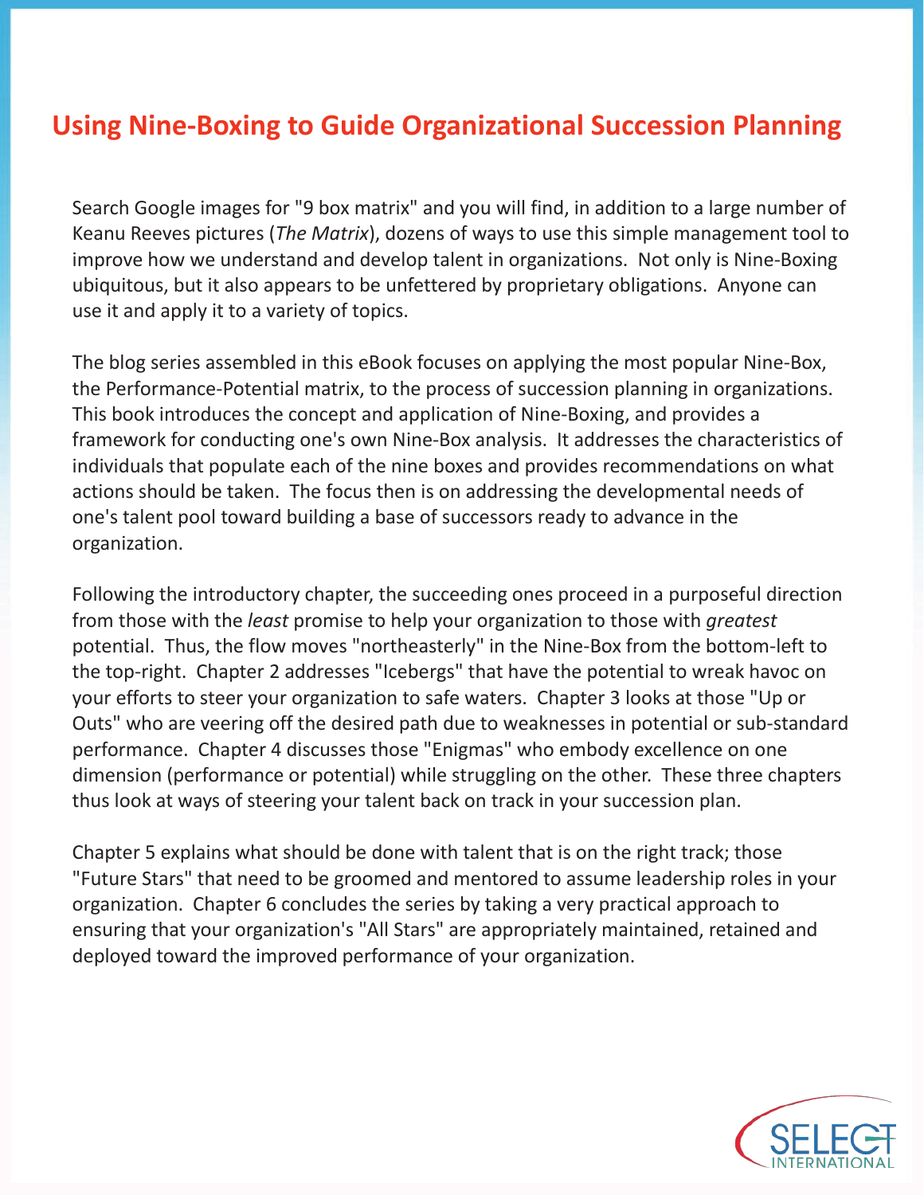# Using Nine-Boxing to Guide Organizational Succession Planning

Search Google images for "9 box matrix" and you will find, in addition to a large number of Keanu Reeves pictures (*The Matrix*), dozens of ways to use this simple management tool to improve how we understand and develop talent in organizations. Not only is Nine-Boxing ubiquitous, but it also appears to be unfettered by proprietary obligations. Anyone can use it and apply it to a variety of topics.

The blog series assembled in this eBook focuses on applying the most popular Nine-Box, the Performance-Potential matrix, to the process of succession planning in organizations. This book introduces the concept and application of Nine-Boxing, and provides a framework for conducting one's own Nine-Box analysis. It addresses the characteristics of individuals that populate each of the nine boxes and provides recommendations on what actions should be taken. The focus then is on addressing the developmental needs of one's talent pool toward building a base of successors ready to advance in the organization.

Following the introductory chapter, the succeeding ones proceed in a purposeful direction from those with the *least* promise to help your organization to those with *greatest* potential. Thus, the flow moves "northeasterly" in the Nine-Box from the bottom-left to the top-right. Chapter 2 addresses "Icebergs" that have the potential to wreak havoc on your efforts to steer your organization to safe waters. Chapter 3 looks at those "Up or Outs" who are veering off the desired path due to weaknesses in potential or sub-standard performance. Chapter 4 discusses those "Enigmas" who embody excellence on one dimension (performance or potential) while struggling on the other. These three chapters thus look at ways of steering your talent back on track in your succession plan.

Chapter 5 explains what should be done with talent that is on the right track; those "Future Stars" that need to be groomed and mentored to assume leadership roles in your organization. Chapter 6 concludes the series by taking a very practical approach to ensuring that your organization's "All Stars" are appropriately maintained, retained and deployed toward the improved performance of your organization.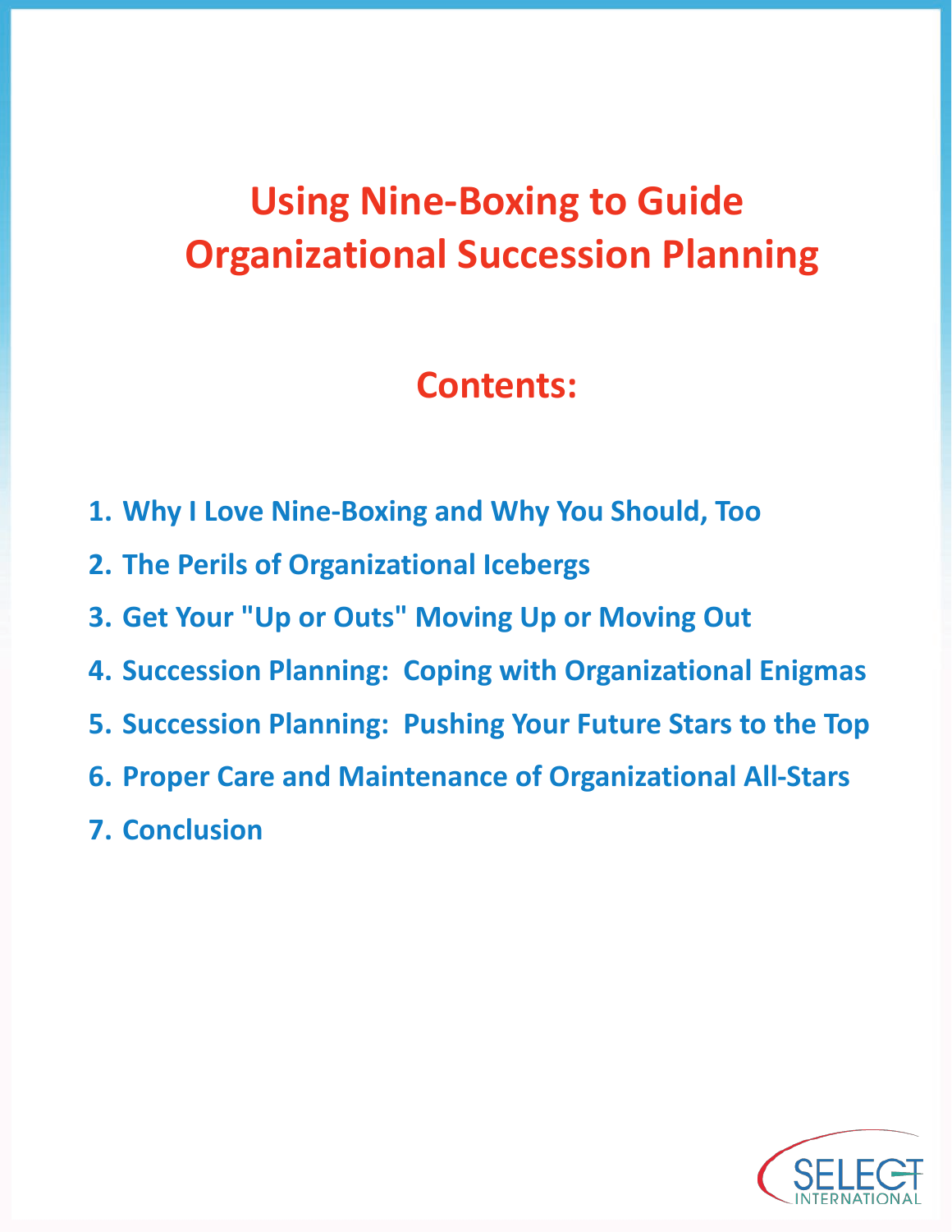# Using Nine-Boxing to Guide Organizational Succession Planning

## Contents:

1. Why I Love Nine-Boxing and Why You Should, Too
2. The Perils of Organizational Icebergs
3. Get Your "Up or Outs" Moving Up or Moving Out
4. Succession Planning: Coping with Organizational Enigmas
5. Succession Planning: Pushing Your Future Stars to the Top
6. Proper Care and Maintenance of Organizational All-Stars
7. Conclusion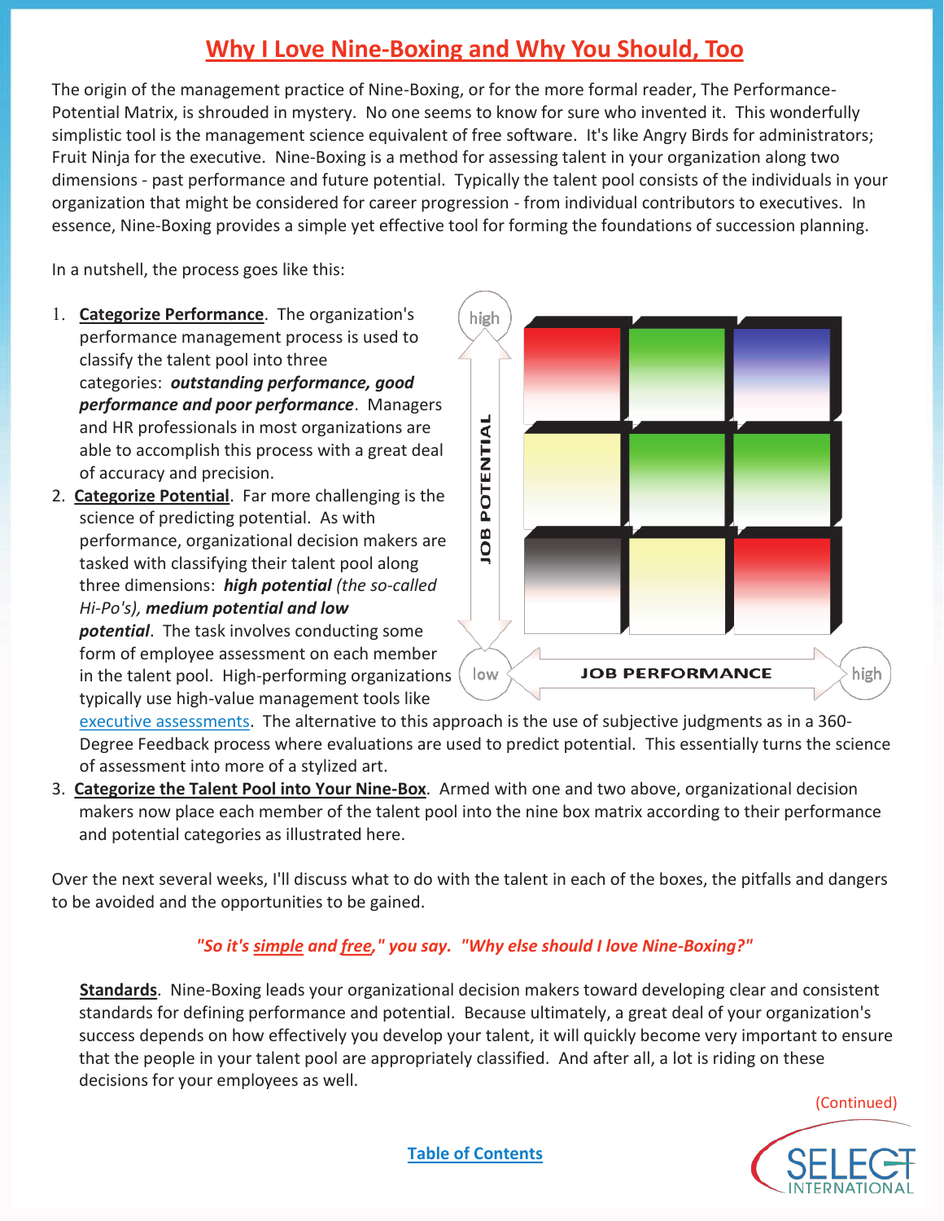# Why I Love Nine-Boxing and Why You Should, Too

The origin of the management practice of Nine-Boxing, or for the more formal reader, The Performance-Potential Matrix, is shrouded in mystery. No one seems to know for sure who invented it. This wonderfully simplistic tool is the management science equivalent of free software. It's like Angry Birds for administrators; Fruit Ninja for the executive. Nine-Boxing is a method for assessing talent in your organization along two dimensions - past performance and future potential. Typically the talent pool consists of the individuals in your organization that might be considered for career progression - from individual contributors to executives. In essence, Nine-Boxing provides a simple yet effective tool for forming the foundations of succession planning.

In a nutshell, the process goes like this:

1. **Categorize Performance**. The organization's performance management process is used to classify the talent pool into three categories: ***outstanding performance, good performance and poor performance***. Managers and HR professionals in most organizations are able to accomplish this process with a great deal of accuracy and precision.
2. **Categorize Potential**. Far more challenging is the science of predicting potential. As with performance, organizational decision makers are tasked with classifying their talent pool along three dimensions: ***high potential*** *(the so-called Hi-Po's)*, ***medium potential and low potential***. The task involves conducting some form of employee assessment on each member in the talent pool. High-performing organizations typically use high-value management tools like executive assessments. The alternative to this approach is the use of subjective judgments as in a 360-Degree Feedback process where evaluations are used to predict potential. This essentially turns the science of assessment into more of a stylized art.
3. **Categorize the Talent Pool into Your Nine-Box**. Armed with one and two above, organizational decision makers now place each member of the talent pool into the nine box matrix according to their performance and potential categories as illustrated here.

JOB POTENTIAL (low – high) / JOB PERFORMANCE (low – high)

Over the next several weeks, I'll discuss what to do with the talent in each of the boxes, the pitfalls and dangers to be avoided and the opportunities to be gained.

*"So it's simple and free," you say. "Why else should I love Nine-Boxing?"*

**Standards**. Nine-Boxing leads your organizational decision makers toward developing clear and consistent standards for defining performance and potential. Because ultimately, a great deal of your organization's success depends on how effectively you develop your talent, it will quickly become very important to ensure that the people in your talent pool are appropriately classified. And after all, a lot is riding on these decisions for your employees as well.

(Continued)

Table of Contents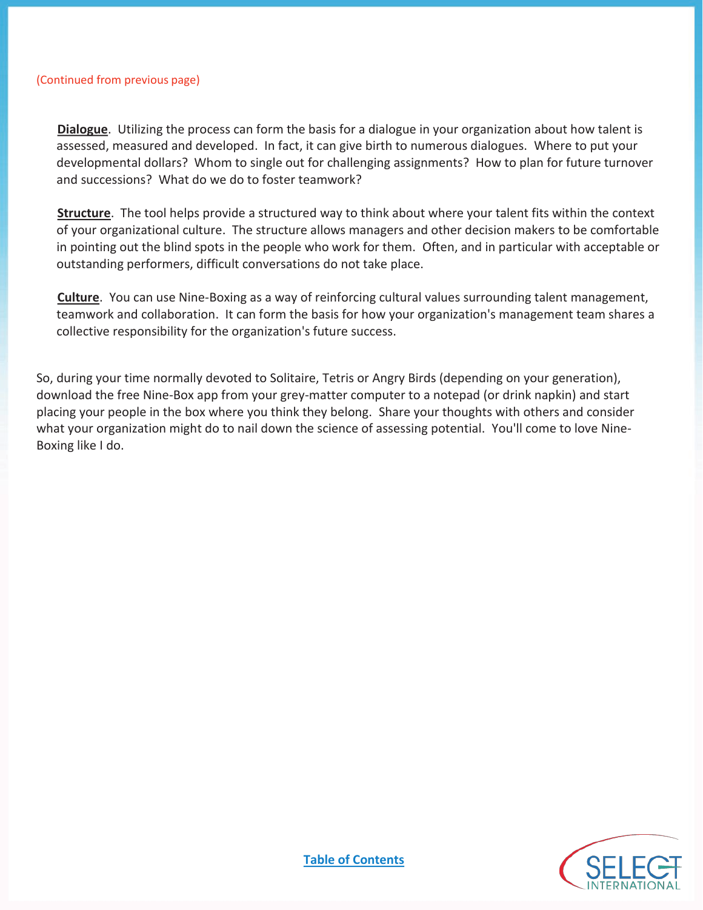(Continued from previous page)

**Dialogue**. Utilizing the process can form the basis for a dialogue in your organization about how talent is assessed, measured and developed. In fact, it can give birth to numerous dialogues. Where to put your developmental dollars? Whom to single out for challenging assignments? How to plan for future turnover and successions? What do we do to foster teamwork?

**Structure**. The tool helps provide a structured way to think about where your talent fits within the context of your organizational culture. The structure allows managers and other decision makers to be comfortable in pointing out the blind spots in the people who work for them. Often, and in particular with acceptable or outstanding performers, difficult conversations do not take place.

**Culture**. You can use Nine-Boxing as a way of reinforcing cultural values surrounding talent management, teamwork and collaboration. It can form the basis for how your organization's management team shares a collective responsibility for the organization's future success.

So, during your time normally devoted to Solitaire, Tetris or Angry Birds (depending on your generation), download the free Nine-Box app from your grey-matter computer to a notepad (or drink napkin) and start placing your people in the box where you think they belong. Share your thoughts with others and consider what your organization might do to nail down the science of assessing potential. You'll come to love Nine-Boxing like I do.

Table of Contents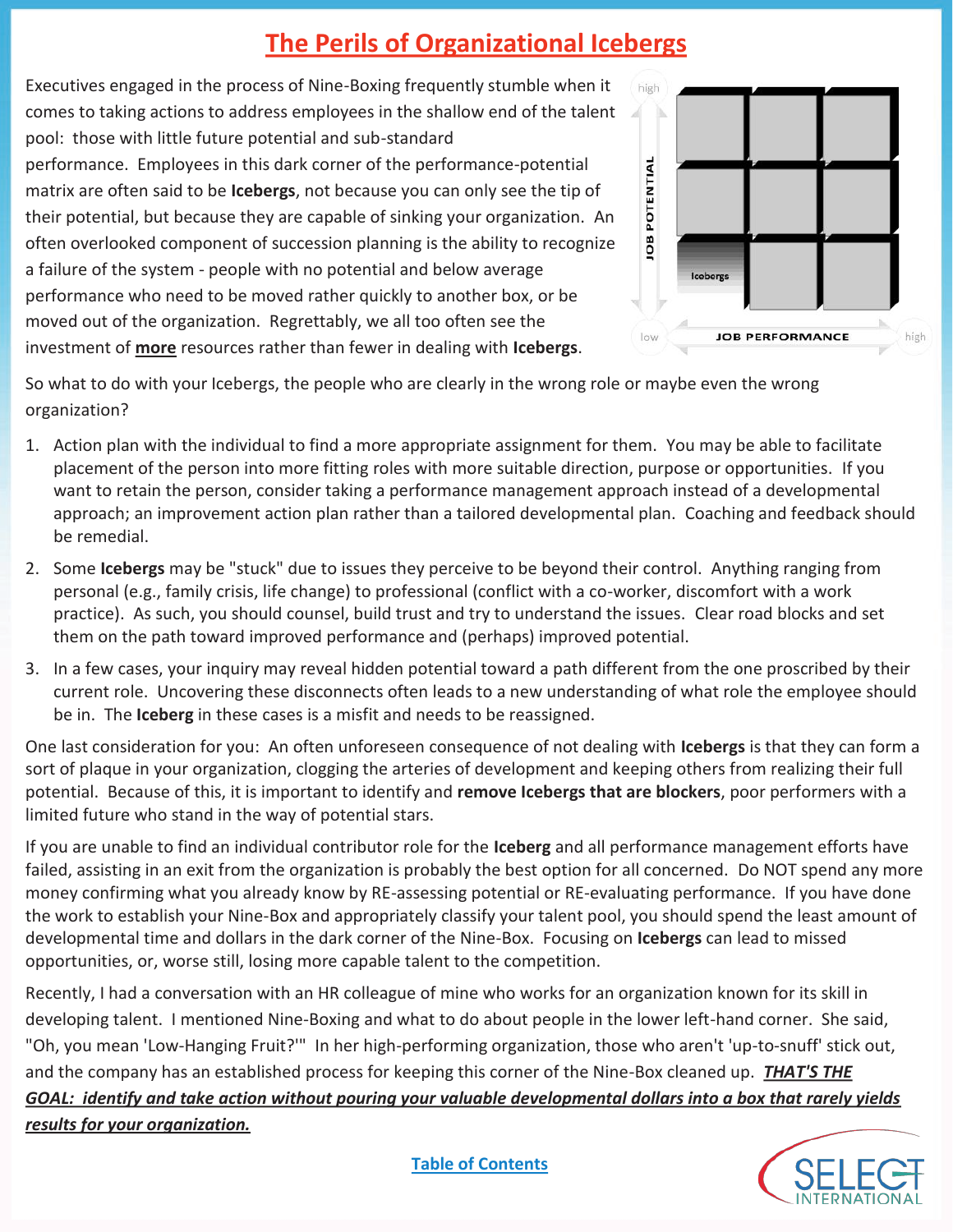# The Perils of Organizational Icebergs

Executives engaged in the process of Nine-Boxing frequently stumble when it comes to taking actions to address employees in the shallow end of the talent pool: those with little future potential and sub-standard performance. Employees in this dark corner of the performance-potential matrix are often said to be **Icebergs**, not because you can only see the tip of their potential, but because they are capable of sinking your organization. An often overlooked component of succession planning is the ability to recognize a failure of the system - people with no potential and below average performance who need to be moved rather quickly to another box, or be moved out of the organization. Regrettably, we all too often see the investment of **more** resources rather than fewer in dealing with **Icebergs**.

So what to do with your Icebergs, the people who are clearly in the wrong role or maybe even the wrong organization?

1. Action plan with the individual to find a more appropriate assignment for them. You may be able to facilitate placement of the person into more fitting roles with more suitable direction, purpose or opportunities. If you want to retain the person, consider taking a performance management approach instead of a developmental approach; an improvement action plan rather than a tailored developmental plan. Coaching and feedback should be remedial.
2. Some **Icebergs** may be "stuck" due to issues they perceive to be beyond their control. Anything ranging from personal (e.g., family crisis, life change) to professional (conflict with a co-worker, discomfort with a work practice). As such, you should counsel, build trust and try to understand the issues. Clear road blocks and set them on the path toward improved performance and (perhaps) improved potential.
3. In a few cases, your inquiry may reveal hidden potential toward a path different from the one proscribed by their current role. Uncovering these disconnects often leads to a new understanding of what role the employee should be in. The **Iceberg** in these cases is a misfit and needs to be reassigned.

One last consideration for you: An often unforeseen consequence of not dealing with **Icebergs** is that they can form a sort of plaque in your organization, clogging the arteries of development and keeping others from realizing their full potential. Because of this, it is important to identify and **remove Icebergs that are blockers**, poor performers with a limited future who stand in the way of potential stars.

If you are unable to find an individual contributor role for the **Iceberg** and all performance management efforts have failed, assisting in an exit from the organization is probably the best option for all concerned. Do NOT spend any more money confirming what you already know by RE-assessing potential or RE-evaluating performance. If you have done the work to establish your Nine-Box and appropriately classify your talent pool, you should spend the least amount of developmental time and dollars in the dark corner of the Nine-Box. Focusing on **Icebergs** can lead to missed opportunities, or, worse still, losing more capable talent to the competition.

Recently, I had a conversation with an HR colleague of mine who works for an organization known for its skill in developing talent. I mentioned Nine-Boxing and what to do about people in the lower left-hand corner. She said, "Oh, you mean 'Low-Hanging Fruit?'" In her high-performing organization, those who aren't 'up-to-snuff' stick out, and the company has an established process for keeping this corner of the Nine-Box cleaned up. ***THAT'S THE GOAL: identify and take action without pouring your valuable developmental dollars into a box that rarely yields results for your organization.***

Table of Contents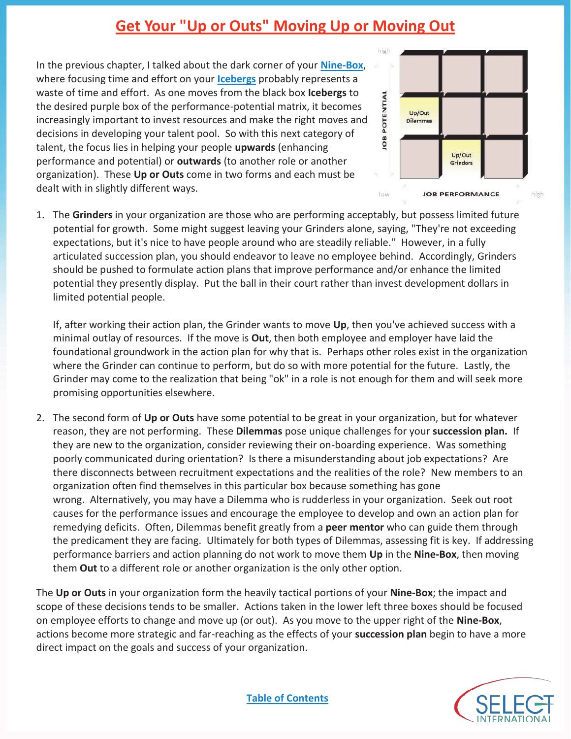# Get Your "Up or Outs" Moving Up or Moving Out

In the previous chapter, I talked about the dark corner of your **Nine-Box**, where focusing time and effort on your **Icebergs** probably represents a waste of time and effort. As one moves from the black box **Icebergs** to the desired purple box of the performance-potential matrix, it becomes increasingly important to invest resources and make the right moves and decisions in developing your talent pool. So with this next category of talent, the focus lies in helping your people **upwards** (enhancing performance and potential) or **outwards** (to another role or another organization). These **Up or Outs** come in two forms and each must be dealt with in slightly different ways.

1. The **Grinders** in your organization are those who are performing acceptably, but possess limited future potential for growth. Some might suggest leaving your Grinders alone, saying, "They're not exceeding expectations, but it's nice to have people around who are steadily reliable." However, in a fully articulated succession plan, you should endeavor to leave no employee behind. Accordingly, Grinders should be pushed to formulate action plans that improve performance and/or enhance the limited potential they presently display. Put the ball in their court rather than invest development dollars in limited potential people.

   If, after working their action plan, the Grinder wants to move **Up**, then you've achieved success with a minimal outlay of resources. If the move is **Out**, then both employee and employer have laid the foundational groundwork in the action plan for why that is. Perhaps other roles exist in the organization where the Grinder can continue to perform, but do so with more potential for the future. Lastly, the Grinder may come to the realization that being "ok" in a role is not enough for them and will seek more promising opportunities elsewhere.

2. The second form of **Up or Outs** have some potential to be great in your organization, but for whatever reason, they are not performing. These **Dilemmas** pose unique challenges for your **succession plan.** If they are new to the organization, consider reviewing their on-boarding experience. Was something poorly communicated during orientation? Is there a misunderstanding about job expectations? Are there disconnects between recruitment expectations and the realities of the role? New members to an organization often find themselves in this particular box because something has gone wrong. Alternatively, you may have a Dilemma who is rudderless in your organization. Seek out root causes for the performance issues and encourage the employee to develop and own an action plan for remedying deficits. Often, Dilemmas benefit greatly from a **peer mentor** who can guide them through the predicament they are facing. Ultimately for both types of Dilemmas, assessing fit is key. If addressing performance barriers and action planning do not work to move them **Up** in the **Nine-Box**, then moving them **Out** to a different role or another organization is the only other option.

The **Up or Outs** in your organization form the heavily tactical portions of your **Nine-Box**; the impact and scope of these decisions tends to be smaller. Actions taken in the lower left three boxes should be focused on employee efforts to change and move up (or out). As you move to the upper right of the **Nine-Box**, actions become more strategic and far-reaching as the effects of your **succession plan** begin to have a more direct impact on the goals and success of your organization.

Table of Contents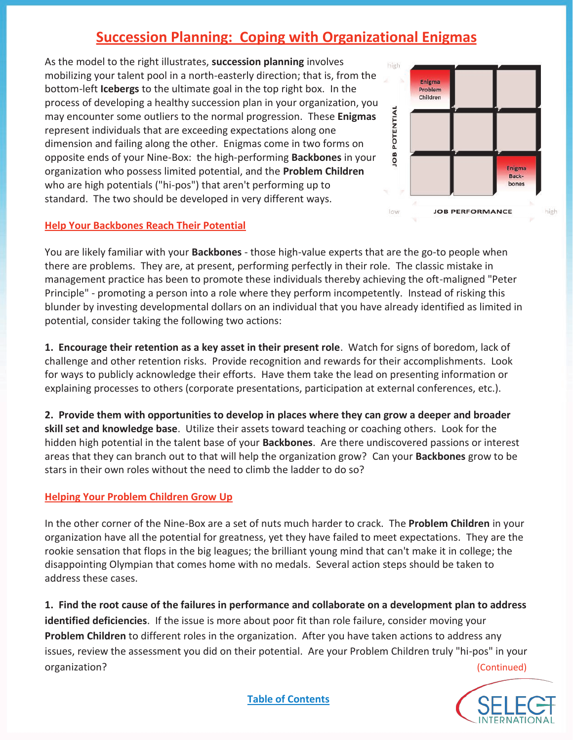# Succession Planning: Coping with Organizational Enigmas

As the model to the right illustrates, **succession planning** involves mobilizing your talent pool in a north-easterly direction; that is, from the bottom-left **Icebergs** to the ultimate goal in the top right box. In the process of developing a healthy succession plan in your organization, you may encounter some outliers to the normal progression. These **Enigmas** represent individuals that are exceeding expectations along one dimension and failing along the other. Enigmas come in two forms on opposite ends of your Nine-Box: the high-performing **Backbones** in your organization who possess limited potential, and the **Problem Children** who are high potentials ("hi-pos") that aren't performing up to standard. The two should be developed in very different ways.

## Help Your Backbones Reach Their Potential

You are likely familiar with your **Backbones** - those high-value experts that are the go-to people when there are problems. They are, at present, performing perfectly in their role. The classic mistake in management practice has been to promote these individuals thereby achieving the oft-maligned "Peter Principle" - promoting a person into a role where they perform incompetently. Instead of risking this blunder by investing developmental dollars on an individual that you have already identified as limited in potential, consider taking the following two actions:

**1. Encourage their retention as a key asset in their present role**. Watch for signs of boredom, lack of challenge and other retention risks. Provide recognition and rewards for their accomplishments. Look for ways to publicly acknowledge their efforts. Have them take the lead on presenting information or explaining processes to others (corporate presentations, participation at external conferences, etc.).

**2. Provide them with opportunities to develop in places where they can grow a deeper and broader skill set and knowledge base**. Utilize their assets toward teaching or coaching others. Look for the hidden high potential in the talent base of your **Backbones**. Are there undiscovered passions or interest areas that they can branch out to that will help the organization grow? Can your **Backbones** grow to be stars in their own roles without the need to climb the ladder to do so?

## Helping Your Problem Children Grow Up

In the other corner of the Nine-Box are a set of nuts much harder to crack. The **Problem Children** in your organization have all the potential for greatness, yet they have failed to meet expectations. They are the rookie sensation that flops in the big leagues; the brilliant young mind that can't make it in college; the disappointing Olympian that comes home with no medals. Several action steps should be taken to address these cases.

**1. Find the root cause of the failures in performance and collaborate on a development plan to address identified deficiencies**. If the issue is more about poor fit than role failure, consider moving your **Problem Children** to different roles in the organization. After you have taken actions to address any issues, review the assessment you did on their potential. Are your Problem Children truly "hi-pos" in your organization?

(Continued)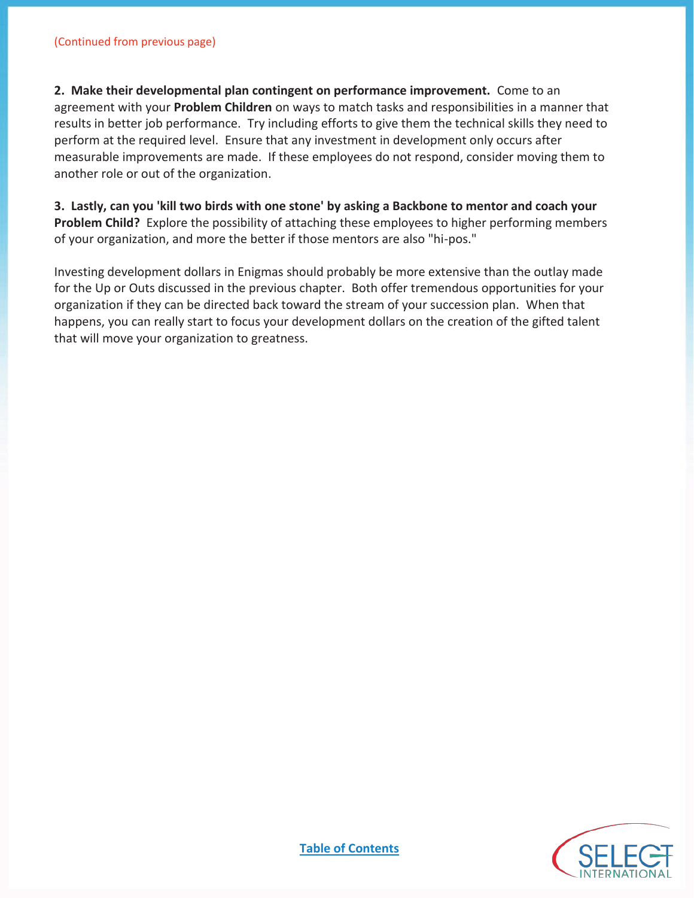(Continued from previous page)

**2. Make their developmental plan contingent on performance improvement.** Come to an agreement with your **Problem Children** on ways to match tasks and responsibilities in a manner that results in better job performance. Try including efforts to give them the technical skills they need to perform at the required level. Ensure that any investment in development only occurs after measurable improvements are made. If these employees do not respond, consider moving them to another role or out of the organization.

**3. Lastly, can you 'kill two birds with one stone' by asking a Backbone to mentor and coach your Problem Child?** Explore the possibility of attaching these employees to higher performing members of your organization, and more the better if those mentors are also "hi-pos."

Investing development dollars in Enigmas should probably be more extensive than the outlay made for the Up or Outs discussed in the previous chapter. Both offer tremendous opportunities for your organization if they can be directed back toward the stream of your succession plan. When that happens, you can really start to focus your development dollars on the creation of the gifted talent that will move your organization to greatness.

Table of Contents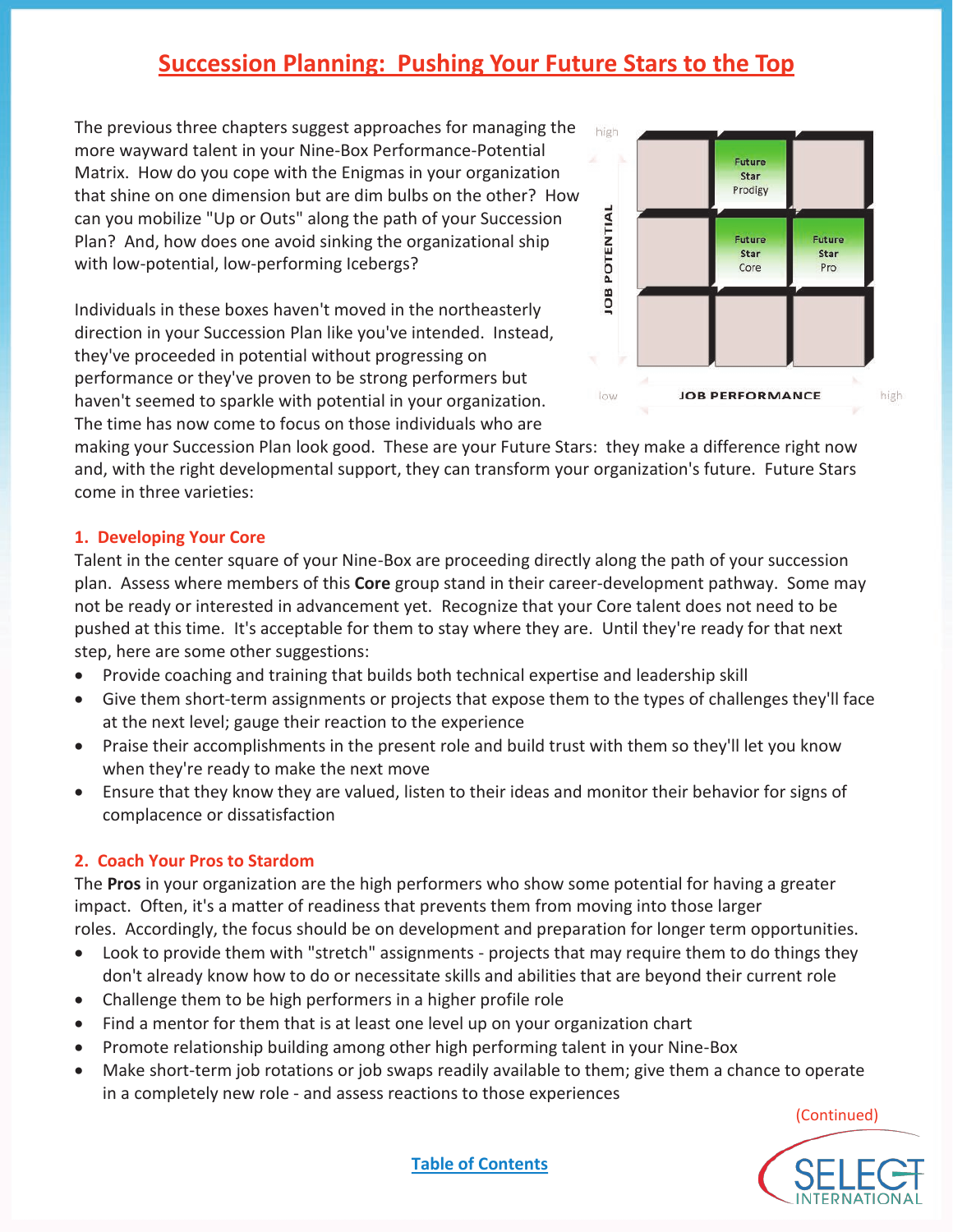# Succession Planning: Pushing Your Future Stars to the Top

The previous three chapters suggest approaches for managing the more wayward talent in your Nine-Box Performance-Potential Matrix. How do you cope with the Enigmas in your organization that shine on one dimension but are dim bulbs on the other? How can you mobilize "Up or Outs" along the path of your Succession Plan? And, how does one avoid sinking the organizational ship with low-potential, low-performing Icebergs?

Individuals in these boxes haven't moved in the northeasterly direction in your Succession Plan like you've intended. Instead, they've proceeded in potential without progressing on performance or they've proven to be strong performers but haven't seemed to sparkle with potential in your organization. The time has now come to focus on those individuals who are making your Succession Plan look good. These are your Future Stars: they make a difference right now and, with the right developmental support, they can transform your organization's future. Future Stars come in three varieties:

| JOB POTENTIAL | Low performance | | High performance |
|---|---|---|---|
| high | | Future Star Prodigy | |
| | | Future Star Core | Future Star Pro |
| low | | | |

JOB PERFORMANCE (low → high)

## 1. Developing Your Core

Talent in the center square of your Nine-Box are proceeding directly along the path of your succession plan. Assess where members of this **Core** group stand in their career-development pathway. Some may not be ready or interested in advancement yet. Recognize that your Core talent does not need to be pushed at this time. It's acceptable for them to stay where they are. Until they're ready for that next step, here are some other suggestions:

- Provide coaching and training that builds both technical expertise and leadership skill
- Give them short-term assignments or projects that expose them to the types of challenges they'll face at the next level; gauge their reaction to the experience
- Praise their accomplishments in the present role and build trust with them so they'll let you know when they're ready to make the next move
- Ensure that they know they are valued, listen to their ideas and monitor their behavior for signs of complacence or dissatisfaction

## 2. Coach Your Pros to Stardom

The **Pros** in your organization are the high performers who show some potential for having a greater impact. Often, it's a matter of readiness that prevents them from moving into those larger roles. Accordingly, the focus should be on development and preparation for longer term opportunities.

- Look to provide them with "stretch" assignments - projects that may require them to do things they don't already know how to do or necessitate skills and abilities that are beyond their current role
- Challenge them to be high performers in a higher profile role
- Find a mentor for them that is at least one level up on your organization chart
- Promote relationship building among other high performing talent in your Nine-Box
- Make short-term job rotations or job swaps readily available to them; give them a chance to operate in a completely new role - and assess reactions to those experiences

(Continued)

Table of Contents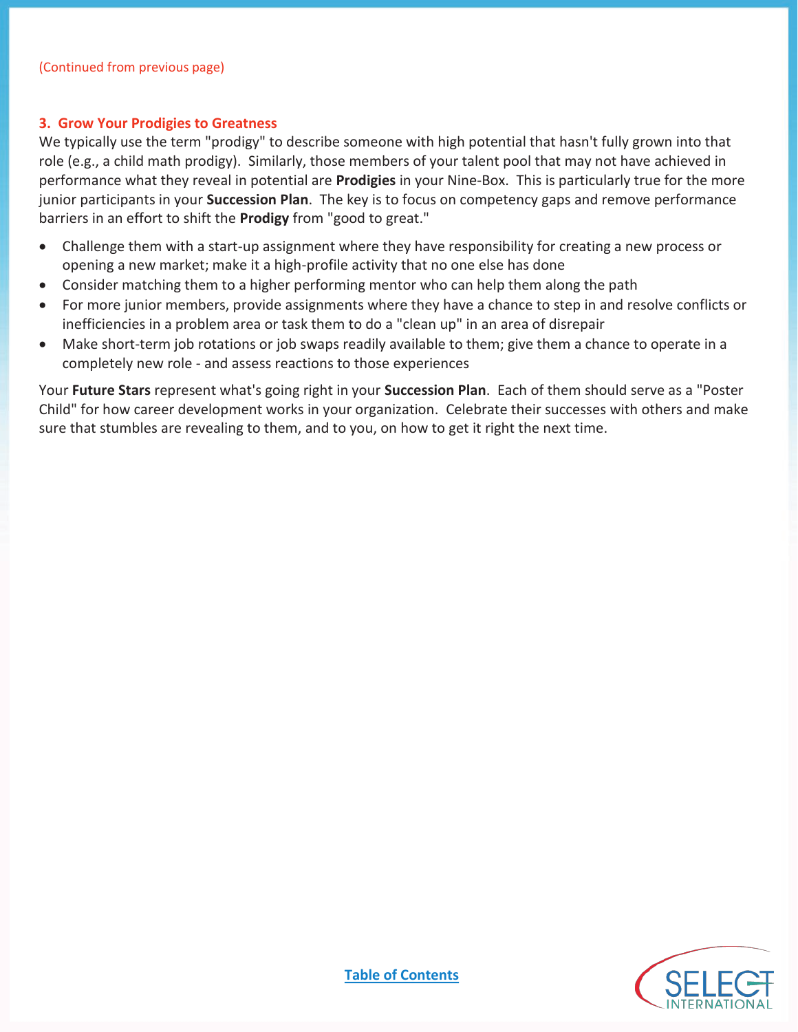(Continued from previous page)

### 3. Grow Your Prodigies to Greatness

We typically use the term "prodigy" to describe someone with high potential that hasn't fully grown into that role (e.g., a child math prodigy). Similarly, those members of your talent pool that may not have achieved in performance what they reveal in potential are **Prodigies** in your Nine-Box. This is particularly true for the more junior participants in your **Succession Plan**. The key is to focus on competency gaps and remove performance barriers in an effort to shift the **Prodigy** from "good to great."

- Challenge them with a start-up assignment where they have responsibility for creating a new process or opening a new market; make it a high-profile activity that no one else has done
- Consider matching them to a higher performing mentor who can help them along the path
- For more junior members, provide assignments where they have a chance to step in and resolve conflicts or inefficiencies in a problem area or task them to do a "clean up" in an area of disrepair
- Make short-term job rotations or job swaps readily available to them; give them a chance to operate in a completely new role - and assess reactions to those experiences

Your **Future Stars** represent what's going right in your **Succession Plan**. Each of them should serve as a "Poster Child" for how career development works in your organization. Celebrate their successes with others and make sure that stumbles are revealing to them, and to you, on how to get it right the next time.

Table of Contents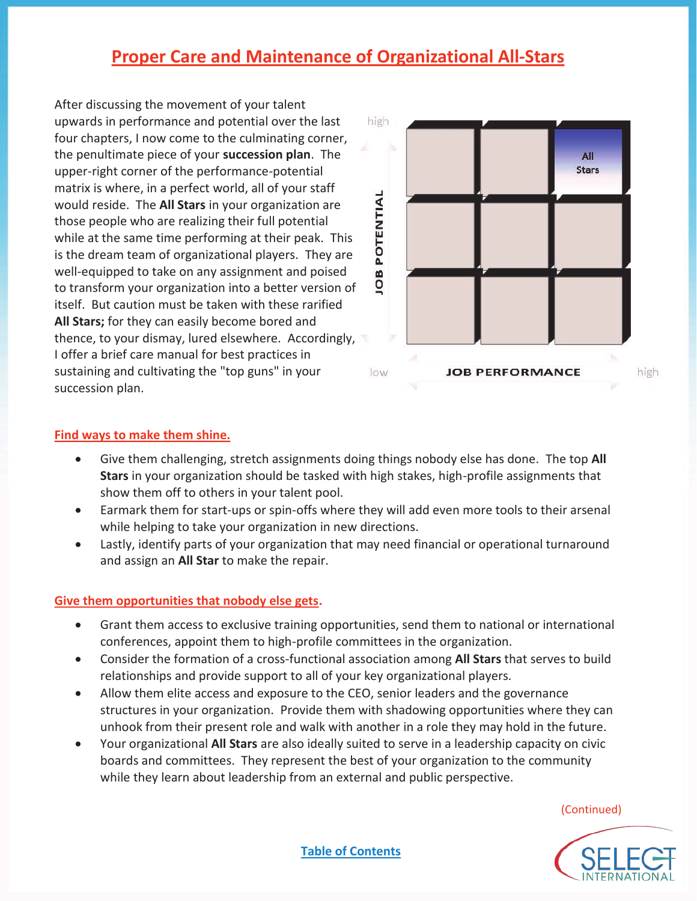# Proper Care and Maintenance of Organizational All-Stars

After discussing the movement of your talent upwards in performance and potential over the last four chapters, I now come to the culminating corner, the penultimate piece of your **succession plan**. The upper-right corner of the performance-potential matrix is where, in a perfect world, all of your staff would reside. The **All Stars** in your organization are those people who are realizing their full potential while at the same time performing at their peak. This is the dream team of organizational players. They are well-equipped to take on any assignment and poised to transform your organization into a better version of itself. But caution must be taken with these rarified **All Stars;** for they can easily become bored and thence, to your dismay, lured elsewhere. Accordingly, I offer a brief care manual for best practices in sustaining and cultivating the "top guns" in your succession plan.

high

JOB POTENTIAL

All Stars

low

JOB PERFORMANCE

high

## Find ways to make them shine.

- Give them challenging, stretch assignments doing things nobody else has done. The top **All Stars** in your organization should be tasked with high stakes, high-profile assignments that show them off to others in your talent pool.
- Earmark them for start-ups or spin-offs where they will add even more tools to their arsenal while helping to take your organization in new directions.
- Lastly, identify parts of your organization that may need financial or operational turnaround and assign an **All Star** to make the repair.

## Give them opportunities that nobody else gets.

- Grant them access to exclusive training opportunities, send them to national or international conferences, appoint them to high-profile committees in the organization.
- Consider the formation of a cross-functional association among **All Stars** that serves to build relationships and provide support to all of your key organizational players.
- Allow them elite access and exposure to the CEO, senior leaders and the governance structures in your organization. Provide them with shadowing opportunities where they can unhook from their present role and walk with another in a role they may hold in the future.
- Your organizational **All Stars** are also ideally suited to serve in a leadership capacity on civic boards and committees. They represent the best of your organization to the community while they learn about leadership from an external and public perspective.

(Continued)

Table of Contents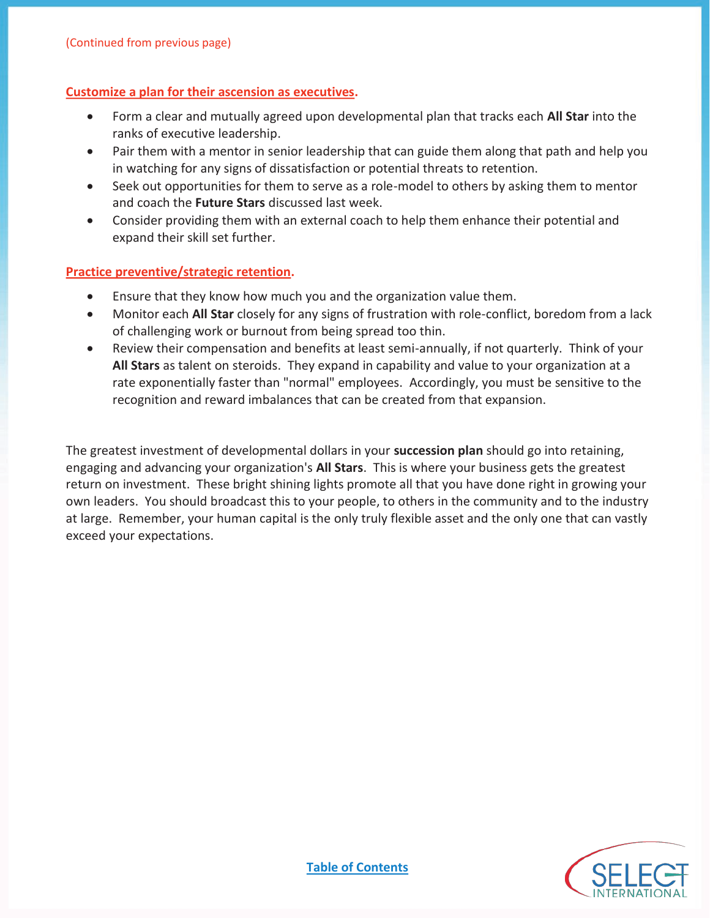(Continued from previous page)

**Customize a plan for their ascension as executives.**

- Form a clear and mutually agreed upon developmental plan that tracks each **All Star** into the ranks of executive leadership.
- Pair them with a mentor in senior leadership that can guide them along that path and help you in watching for any signs of dissatisfaction or potential threats to retention.
- Seek out opportunities for them to serve as a role-model to others by asking them to mentor and coach the **Future Stars** discussed last week.
- Consider providing them with an external coach to help them enhance their potential and expand their skill set further.

**Practice preventive/strategic retention.**

- Ensure that they know how much you and the organization value them.
- Monitor each **All Star** closely for any signs of frustration with role-conflict, boredom from a lack of challenging work or burnout from being spread too thin.
- Review their compensation and benefits at least semi-annually, if not quarterly. Think of your **All Stars** as talent on steroids. They expand in capability and value to your organization at a rate exponentially faster than "normal" employees. Accordingly, you must be sensitive to the recognition and reward imbalances that can be created from that expansion.

The greatest investment of developmental dollars in your **succession plan** should go into retaining, engaging and advancing your organization's **All Stars**. This is where your business gets the greatest return on investment. These bright shining lights promote all that you have done right in growing your own leaders. You should broadcast this to your people, to others in the community and to the industry at large. Remember, your human capital is the only truly flexible asset and the only one that can vastly exceed your expectations.

Table of Contents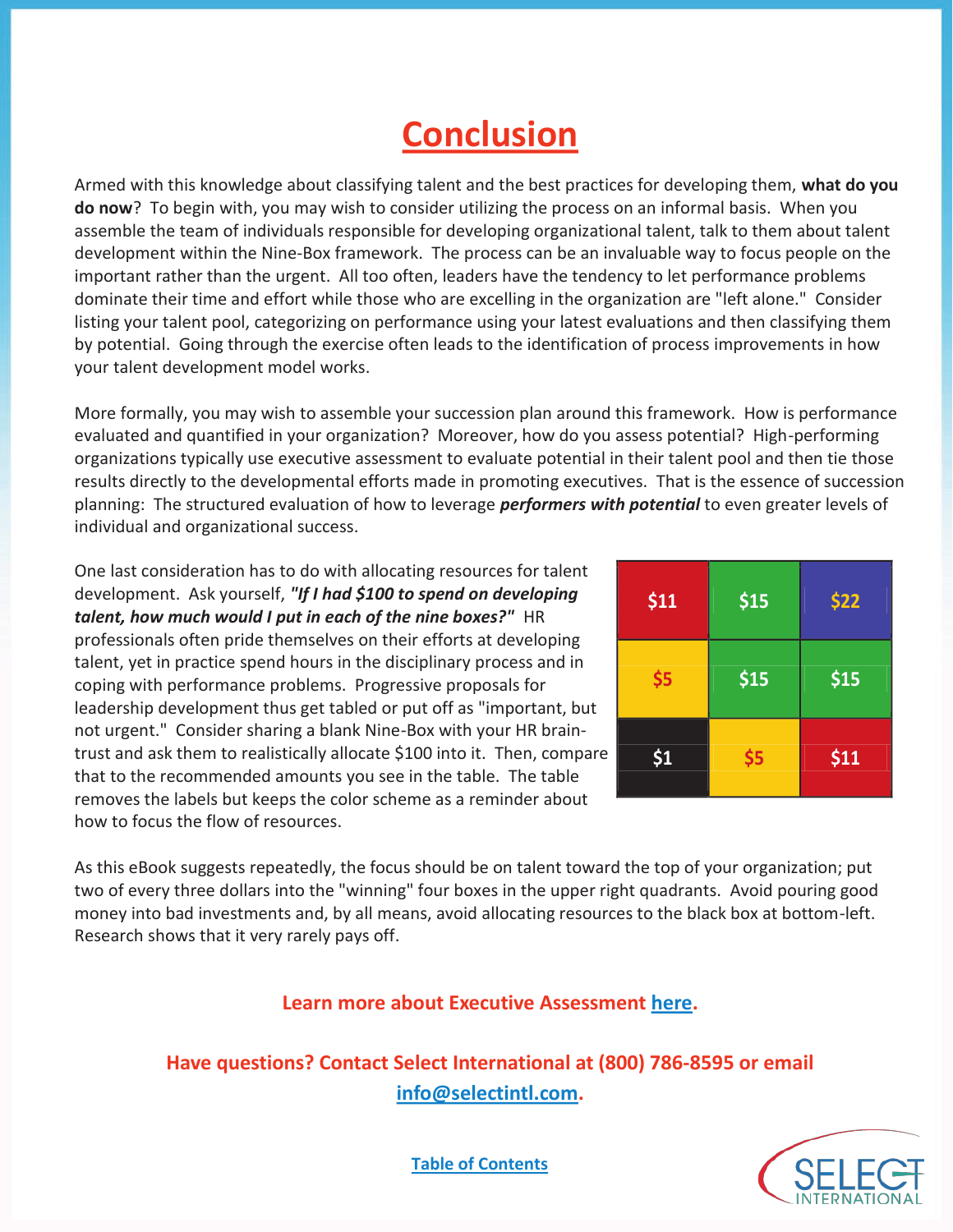# Conclusion

Armed with this knowledge about classifying talent and the best practices for developing them, **what do you do now**? To begin with, you may wish to consider utilizing the process on an informal basis. When you assemble the team of individuals responsible for developing organizational talent, talk to them about talent development within the Nine-Box framework. The process can be an invaluable way to focus people on the important rather than the urgent. All too often, leaders have the tendency to let performance problems dominate their time and effort while those who are excelling in the organization are "left alone." Consider listing your talent pool, categorizing on performance using your latest evaluations and then classifying them by potential. Going through the exercise often leads to the identification of process improvements in how your talent development model works.

More formally, you may wish to assemble your succession plan around this framework. How is performance evaluated and quantified in your organization? Moreover, how do you assess potential? High-performing organizations typically use executive assessment to evaluate potential in their talent pool and then tie those results directly to the developmental efforts made in promoting executives. That is the essence of succession planning: The structured evaluation of how to leverage ***performers with potential*** to even greater levels of individual and organizational success.

One last consideration has to do with allocating resources for talent development. Ask yourself, ***"If I had $100 to spend on developing talent, how much would I put in each of the nine boxes?"*** HR professionals often pride themselves on their efforts at developing talent, yet in practice spend hours in the disciplinary process and in coping with performance problems. Progressive proposals for leadership development thus get tabled or put off as "important, but not urgent." Consider sharing a blank Nine-Box with your HR brain-trust and ask them to realistically allocate $100 into it. Then, compare that to the recommended amounts you see in the table. The table removes the labels but keeps the color scheme as a reminder about how to focus the flow of resources.

| | | |
|---|---|---|
| $11 | $15 | $22 |
| $5 | $15 | $15 |
| $1 | $5 | $11 |

As this eBook suggests repeatedly, the focus should be on talent toward the top of your organization; put two of every three dollars into the "winning" four boxes in the upper right quadrants. Avoid pouring good money into bad investments and, by all means, avoid allocating resources to the black box at bottom-left. Research shows that it very rarely pays off.

**Learn more about Executive Assessment here.**

**Have questions? Contact Select International at (800) 786-8595 or email info@selectintl.com.**

Table of Contents